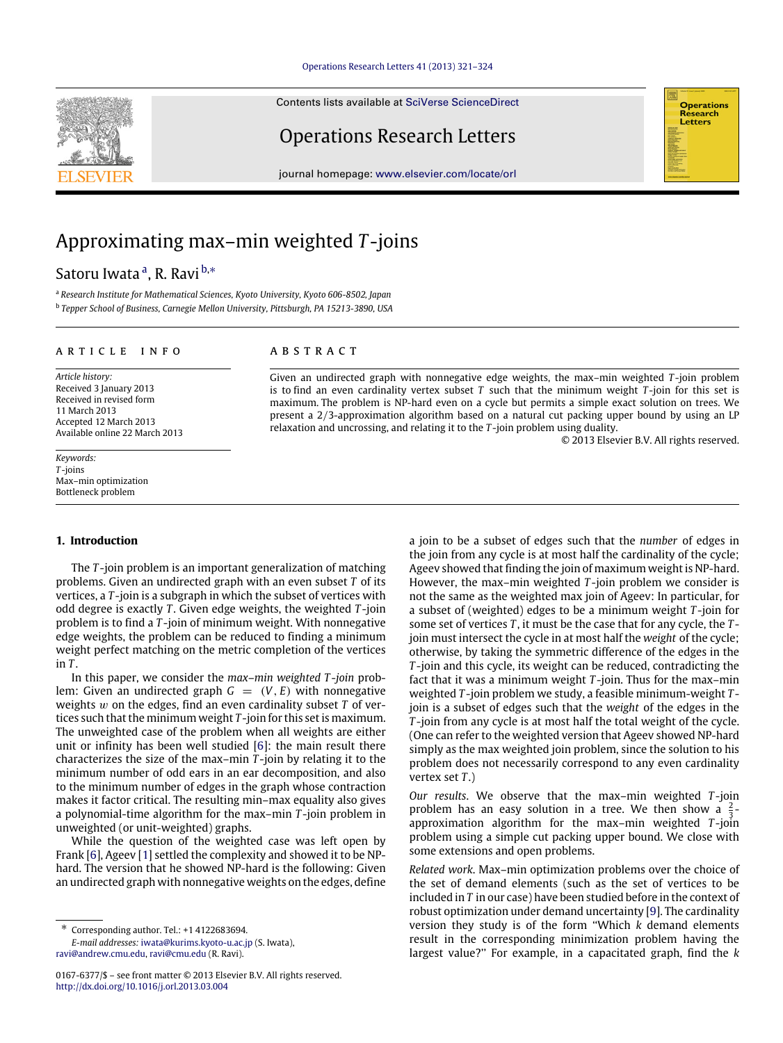# Approximating max–min weighted $T$-joins

Satoru Iwata [a], R. Ravi [b,*]

[a] *Research Institute for Mathematical Sciences, Kyoto University, Kyoto 606-8502, Japan*

[b] *Tepper School of Business, Carnegie Mellon University, Pittsburgh, PA 15213-3890, USA*

## ARTICLE INFO

*Article history:*
Received 3 January 2013
Received in revised form
11 March 2013
Accepted 12 March 2013
Available online 22 March 2013

*Keywords:*
$T$-joins
Max–min optimization
Bottleneck problem

## ABSTRACT

Given an undirected graph with nonnegative edge weights, the max–min weighted $T$-join problem is to find an even cardinality vertex subset $T$ such that the minimum weight $T$-join for this set is maximum. The problem is NP-hard even on a cycle but permits a simple exact solution on trees. We present a 2/3-approximation algorithm based on a natural cut packing upper bound by using an LP relaxation and uncrossing, and relating it to the $T$-join problem using duality.

© 2013 Elsevier B.V. All rights reserved.

## 1. Introduction

The $T$-join problem is an important generalization of matching problems. Given an undirected graph with an even subset $T$ of its vertices, a $T$-join is a subgraph in which the subset of vertices with odd degree is exactly $T$. Given edge weights, the weighted $T$-join problem is to find a $T$-join of minimum weight. With nonnegative edge weights, the problem can be reduced to finding a minimum weight perfect matching on the metric completion of the vertices in $T$.

In this paper, we consider the *max–min weighted $T$-join* problem: Given an undirected graph $G = (V, E)$ with nonnegative weights $w$ on the edges, find an even cardinality subset $T$ of vertices such that the minimum weight $T$-join for this set is maximum. The unweighted case of the problem when all weights are either unit or infinity has been well studied [6]: the main result there characterizes the size of the max–min $T$-join by relating it to the minimum number of odd ears in an ear decomposition, and also to the minimum number of edges in the graph whose contraction makes it factor critical. The resulting min–max equality also gives a polynomial-time algorithm for the max–min $T$-join problem in unweighted (or unit-weighted) graphs.

While the question of the weighted case was left open by Frank [6], Ageev [1] settled the complexity and showed it to be NP-hard. The version that he showed NP-hard is the following: Given an undirected graph with nonnegative weights on the edges, define a join to be a subset of edges such that the *number* of edges in the join from any cycle is at most half the cardinality of the cycle; Ageev showed that finding the join of maximum weight is NP-hard. However, the max–min weighted $T$-join problem we consider is not the same as the weighted max join of Ageev: In particular, for a subset of (weighted) edges to be a minimum weight $T$-join for some set of vertices $T$, it must be the case that for any cycle, the $T$-join must intersect the cycle in at most half the *weight* of the cycle; otherwise, by taking the symmetric difference of the edges in the $T$-join and this cycle, its weight can be reduced, contradicting the fact that it was a minimum weight $T$-join. Thus for the max–min weighted $T$-join problem we study, a feasible minimum-weight $T$-join is a subset of edges such that the *weight* of the edges in the $T$-join from any cycle is at most half the total weight of the cycle. (One can refer to the weighted version that Ageev showed NP-hard simply as the max weighted join problem, since the solution to his problem does not necessarily correspond to any even cardinality vertex set $T$.)

*Our results.* We observe that the max–min weighted $T$-join problem has an easy solution in a tree. We then show a $\frac{2}{3}$-approximation algorithm for the max–min weighted $T$-join problem using a simple cut packing upper bound. We close with some extensions and open problems.

*Related work.* Max–min optimization problems over the choice of the set of demand elements (such as the set of vertices to be included in $T$ in our case) have been studied before in the context of robust optimization under demand uncertainty [9]. The cardinality version they study is of the form "Which $k$ demand elements result in the corresponding minimization problem having the largest value?" For example, in a capacitated graph, find the $k$

---

* Corresponding author. Tel.: +1 4122683694.
*E-mail addresses:* iwata@kurims.kyoto-u.ac.jp (S. Iwata), ravi@andrew.cmu.edu, ravi@cmu.edu (R. Ravi).

0167-6377/$ – see front matter © 2013 Elsevier B.V. All rights reserved.
http://dx.doi.org/10.1016/j.orl.2013.03.004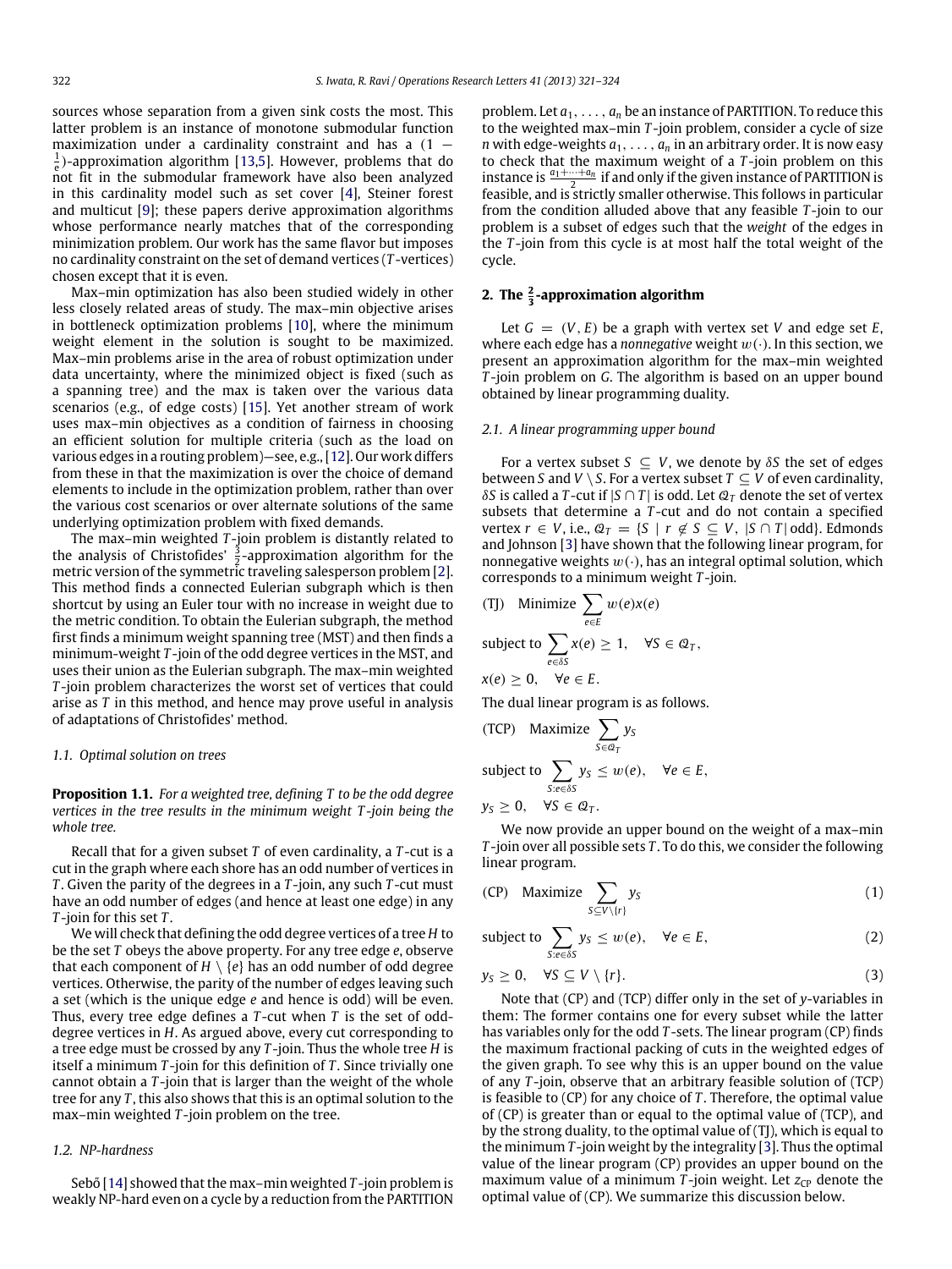sources whose separation from a given sink costs the most. This latter problem is an instance of monotone submodular function maximization under a cardinality constraint and has a $(1 - \frac{1}{e})$-approximation algorithm [13,5]. However, problems that do not fit in the submodular framework have also been analyzed in this cardinality model such as set cover [4], Steiner forest and multicut [9]; these papers derive approximation algorithms whose performance nearly matches that of the corresponding minimization problem. Our work has the same flavor but imposes no cardinality constraint on the set of demand vertices ($T$-vertices) chosen except that it is even.

Max–min optimization has also been studied widely in other less closely related areas of study. The max–min objective arises in bottleneck optimization problems [10], where the minimum weight element in the solution is sought to be maximized. Max–min problems arise in the area of robust optimization under data uncertainty, where the minimized object is fixed (such as a spanning tree) and the max is taken over the various data scenarios (e.g., of edge costs) [15]. Yet another stream of work uses max–min objectives as a condition of fairness in choosing an efficient solution for multiple criteria (such as the load on various edges in a routing problem)—see, e.g., [12]. Our work differs from these in that the maximization is over the choice of demand elements to include in the optimization problem, rather than over the various cost scenarios or over alternate solutions of the same underlying optimization problem with fixed demands.

The max–min weighted $T$-join problem is distantly related to the analysis of Christofides' $\frac{3}{2}$-approximation algorithm for the metric version of the symmetric traveling salesperson problem [2]. This method finds a connected Eulerian subgraph which is then shortcut by using an Euler tour with no increase in weight due to the metric condition. To obtain the Eulerian subgraph, the method first finds a minimum weight spanning tree (MST) and then finds a minimum-weight $T$-join of the odd degree vertices in the MST, and uses their union as the Eulerian subgraph. The max–min weighted $T$-join problem characterizes the worst set of vertices that could arise as $T$ in this method, and hence may prove useful in analysis of adaptations of Christofides' method.

### 1.1. Optimal solution on trees

**Proposition 1.1.** *For a weighted tree, defining $T$ to be the odd degree vertices in the tree results in the minimum weight $T$-join being the whole tree.*

Recall that for a given subset $T$ of even cardinality, a $T$-cut is a cut in the graph where each shore has an odd number of vertices in $T$. Given the parity of the degrees in a $T$-join, any such $T$-cut must have an odd number of edges (and hence at least one edge) in any $T$-join for this set $T$.

We will check that defining the odd degree vertices of a tree $H$ to be the set $T$ obeys the above property. For any tree edge $e$, observe that each component of $H \setminus \{e\}$ has an odd number of odd degree vertices. Otherwise, the parity of the number of edges leaving such a set (which is the unique edge $e$ and hence is odd) will be even. Thus, every tree edge defines a $T$-cut when $T$ is the set of odd-degree vertices in $H$. As argued above, every cut corresponding to a tree edge must be crossed by any $T$-join. Thus the whole tree $H$ is itself a minimum $T$-join for this definition of $T$. Since trivially one cannot obtain a $T$-join that is larger than the weight of the whole tree for any $T$, this also shows that this is an optimal solution to the max–min weighted $T$-join problem on the tree.

### 1.2. NP-hardness

Sebő [14] showed that the max–min weighted $T$-join problem is weakly NP-hard even on a cycle by a reduction from the PARTITION problem. Let $a_1, \ldots, a_n$ be an instance of PARTITION. To reduce this to the weighted max–min $T$-join problem, consider a cycle of size $n$ with edge-weights $a_1, \ldots, a_n$ in an arbitrary order. It is now easy to check that the maximum weight of a $T$-join problem on this instance is $\frac{a_1+\cdots+a_n}{2}$ if and only if the given instance of PARTITION is feasible, and is strictly smaller otherwise. This follows in particular from the condition alluded above that any feasible $T$-join to our problem is a subset of edges such that the *weight* of the edges in the $T$-join from this cycle is at most half the total weight of the cycle.

## 2. The $\frac{2}{3}$-approximation algorithm

Let $G = (V, E)$ be a graph with vertex set $V$ and edge set $E$, where each edge has a *nonnegative* weight $w(\cdot)$. In this section, we present an approximation algorithm for the max–min weighted $T$-join problem on $G$. The algorithm is based on an upper bound obtained by linear programming duality.

### 2.1. A linear programming upper bound

For a vertex subset $S \subseteq V$, we denote by $\delta S$ the set of edges between $S$ and $V \setminus S$. For a vertex subset $T \subseteq V$ of even cardinality, $\delta S$ is called a $T$-cut if $|S \cap T|$ is odd. Let $\mathcal{Q}_T$ denote the set of vertex subsets that determine a $T$-cut and do not contain a specified vertex $r \in V$, i.e., $\mathcal{Q}_T = \{S \mid r \notin S \subseteq V, \ |S \cap T| \text{ odd}\}$. Edmonds and Johnson [3] have shown that the following linear program, for nonnegative weights $w(\cdot)$, has an integral optimal solution, which corresponds to a minimum weight $T$-join.

$$\text{(TJ)} \quad \text{Minimize} \sum_{e \in E} w(e)x(e)$$

$$\text{subject to} \sum_{e \in \delta S} x(e) \geq 1, \quad \forall S \in \mathcal{Q}_T,$$

$$x(e) \geq 0, \quad \forall e \in E.$$

The dual linear program is as follows.

$$\text{(TCP)} \quad \text{Maximize} \sum_{S \in \mathcal{Q}_T} y_S$$

$$\text{subject to} \sum_{S: e \in \delta S} y_S \leq w(e), \quad \forall e \in E,$$

$$y_S \geq 0, \quad \forall S \in \mathcal{Q}_T.$$

We now provide an upper bound on the weight of a max–min $T$-join over all possible sets $T$. To do this, we consider the following linear program.

$$\text{(CP)} \quad \text{Maximize} \sum_{S \subseteq V \setminus \{r\}} y_S \tag{1}$$

$$\text{subject to} \sum_{S: e \in \delta S} y_S \leq w(e), \quad \forall e \in E, \tag{2}$$

$$y_S \geq 0, \quad \forall S \subseteq V \setminus \{r\}. \tag{3}$$

Note that (CP) and (TCP) differ only in the set of $y$-variables in them: The former contains one for every subset while the latter has variables only for the odd $T$-sets. The linear program (CP) finds the maximum fractional packing of cuts in the weighted edges of the given graph. To see why this is an upper bound on the value of any $T$-join, observe that an arbitrary feasible solution of (TCP) is feasible to (CP) for any choice of $T$. Therefore, the optimal value of (CP) is greater than or equal to the optimal value of (TCP), and by the strong duality, to the optimal value of (TJ), which is equal to the minimum $T$-join weight by the integrality [3]. Thus the optimal value of the linear program (CP) provides an upper bound on the maximum value of a minimum $T$-join weight. Let $z_{\text{CP}}$ denote the optimal value of (CP). We summarize this discussion below.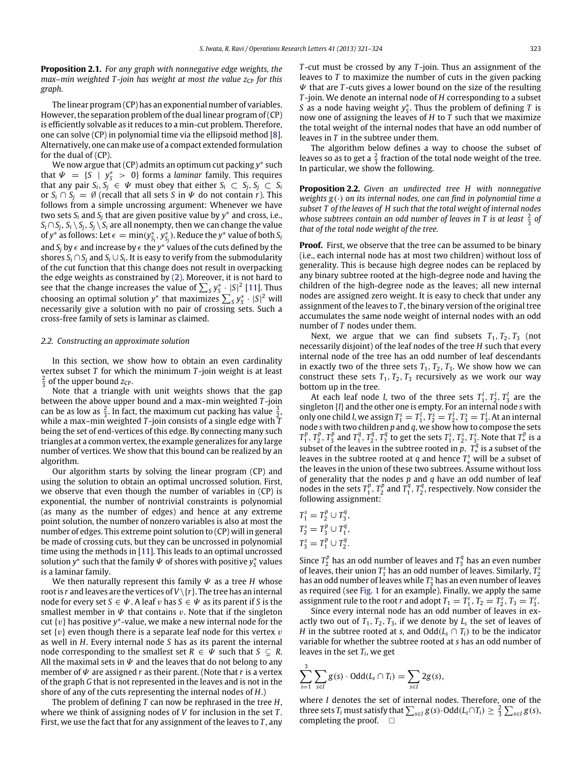**Proposition 2.1.** *For any graph with nonnegative edge weights, the max–min weighted T-join has weight at most the value $z_{CP}$ for this graph.*

The linear program (CP) has an exponential number of variables. However, the separation problem of the dual linear program of (CP) is efficiently solvable as it reduces to a min-cut problem. Therefore, one can solve (CP) in polynomial time via the ellipsoid method [8]. Alternatively, one can make use of a compact extended formulation for the dual of (CP).

We now argue that (CP) admits an optimum cut packing $y^*$ such that $\Psi = \{S \mid y^*_S > 0\}$ forms a *laminar* family. This requires that any pair $S_i, S_j \in \Psi$ must obey that either $S_i \subset S_j$, $S_j \subset S_i$ or $S_i \cap S_j = \emptyset$ (recall that all sets $S$ in $\Psi$ do not contain $r$). This follows from a simple uncrossing argument: Whenever we have two sets $S_i$ and $S_j$ that are given positive value by $y^*$ and cross, i.e., $S_i \cap S_j$, $S_i \setminus S_j$, $S_j \setminus S_i$ are all nonempty, then we can change the value of $y^*$ as follows: Let $\epsilon = \min(y^*_{S_i}, y^*_{S_j})$. Reduce the $y^*$ value of both $S_i$ and $S_j$ by $\epsilon$ and increase by $\epsilon$ the $y^*$ values of the cuts defined by the shores $S_i \cap S_j$ and $S_i \cup S_i$. It is easy to verify from the submodularity of the cut function that this change does not result in overpacking the edge weights as constrained by (2). Moreover, it is not hard to see that the change increases the value of $\sum_S y^*_S \cdot |S|^2$ [11]. Thus choosing an optimal solution $y^*$ that maximizes $\sum_S y^*_S \cdot |S|^2$ will necessarily give a solution with no pair of crossing sets. Such a cross-free family of sets is laminar as claimed.

### 2.2. Constructing an approximate solution

In this section, we show how to obtain an even cardinality vertex subset $T$ for which the minimum $T$-join weight is at least $\frac{2}{3}$ of the upper bound $z_{CP}$.

Note that a triangle with unit weights shows that the gap between the above upper bound and a max–min weighted $T$-join can be as low as $\frac{2}{3}$. In fact, the maximum cut packing has value $\frac{3}{2}$, while a max–min weighted $T$-join consists of a single edge with $T$ being the set of end-vertices of this edge. By connecting many such triangles at a common vertex, the example generalizes for any large number of vertices. We show that this bound can be realized by an algorithm.

Our algorithm starts by solving the linear program (CP) and using the solution to obtain an optimal uncrossed solution. First, we observe that even though the number of variables in (CP) is exponential, the number of nontrivial constraints is polynomial (as many as the number of edges) and hence at any extreme point solution, the number of nonzero variables is also at most the number of edges. This extreme point solution to (CP) will in general be made of crossing cuts, but they can be uncrossed in polynomial time using the methods in [11]. This leads to an optimal uncrossed solution $y^*$ such that the family $\Psi$ of shores with positive $y^*_S$ values is a laminar family.

We then naturally represent this family $\Psi$ as a tree $H$ whose root is $r$ and leaves are the vertices of $V \setminus \{r\}$. The tree has an internal node for every set $S \in \Psi$. A leaf $v$ has $S \in \Psi$ as its parent if $S$ is the smallest member in $\Psi$ that contains $v$. Note that if the singleton cut $\{v\}$ has positive $y^*$-value, we make a new internal node for the set $\{v\}$ even though there is a separate leaf node for this vertex $v$ as well in $H$. Every internal node $S$ has as its parent the internal node corresponding to the smallest set $R \in \Psi$ such that $S \subsetneq R$. All the maximal sets in $\Psi$ and the leaves that do not belong to any member of $\Psi$ are assigned $r$ as their parent. (Note that $r$ is a vertex of the graph $G$ that is not represented in the leaves and is not in the shore of any of the cuts representing the internal nodes of $H$.)

The problem of defining $T$ can now be rephrased in the tree $H$, where we think of assigning nodes of $V$ for inclusion in the set $T$. First, we use the fact that for any assignment of the leaves to $T$, any $T$-cut must be crossed by any $T$-join. Thus an assignment of the leaves to $T$ to maximize the number of cuts in the given packing $\Psi$ that are $T$-cuts gives a lower bound on the size of the resulting $T$-join. We denote an internal node of $H$ corresponding to a subset $S$ as a node having weight $y^*_S$. Thus the problem of defining $T$ is now one of assigning the leaves of $H$ to $T$ such that we maximize the total weight of the internal nodes that have an odd number of leaves in $T$ in the subtree under them.

The algorithm below defines a way to choose the subset of leaves so as to get a $\frac{2}{3}$ fraction of the total node weight of the tree. In particular, we show the following.

**Proposition 2.2.** *Given an undirected tree $H$ with nonnegative weights $g(\cdot)$ on its internal nodes, one can find in polynomial time a subset $T$ of the leaves of $H$ such that the total weight of internal nodes whose subtrees contain an odd number of leaves in $T$ is at least $\frac{2}{3}$ of that of the total node weight of the tree.*

**Proof.** First, we observe that the tree can be assumed to be binary (i.e., each internal node has at most two children) without loss of generality. This is because high degree nodes can be replaced by any binary subtree rooted at the high-degree node and having the children of the high-degree node as the leaves; all new internal nodes are assigned zero weight. It is easy to check that under any assignment of the leaves to $T$, the binary version of the original tree accumulates the same node weight of internal nodes with an odd number of $T$ nodes under them.

Next, we argue that we can find subsets $T_1, T_2, T_3$ (not necessarily disjoint) of the leaf nodes of the tree $H$ such that every internal node of the tree has an odd number of leaf descendants in exactly two of the three sets $T_1, T_2, T_3$. We show how we can construct these sets $T_1, T_2, T_3$ recursively as we work our way bottom up in the tree.

At each leaf node $l$, two of the three sets $T^l_1, T^l_2, T^l_3$ are the singleton $\{l\}$ and the other one is empty. For an internal node $s$ with only one child $l$, we assign $T^s_1 = T^l_1$, $T^s_2 = T^l_2$, $T^s_3 = T^l_3$. At an internal node $s$ with two children $p$ and $q$, we show how to compose the sets $T^p_1, T^p_2, T^p_3$ and $T^q_1, T^q_2, T^q_3$ to get the sets $T^s_1, T^s_2, T^s_3$. Note that $T^p_*$ is a subset of the leaves in the subtree rooted in $p$, $T^q_*$ is a subset of the leaves in the subtree rooted at $q$ and hence $T^s_*$ will be a subset of the leaves in the union of these two subtrees. Assume without loss of generality that the nodes $p$ and $q$ have an odd number of leaf nodes in the sets $T^p_1, T^p_2$ and $T^q_1, T^q_2$, respectively. Now consider the following assignment:

$$T^s_1 = T^p_2 \cup T^q_3,$$
$$T^s_2 = T^p_3 \cup T^q_1,$$
$$T^s_3 = T^p_1 \cup T^q_2.$$

Since $T^p_2$ has an odd number of leaves and $T^q_3$ has an even number of leaves, their union $T^s_1$ has an odd number of leaves. Similarly, $T^s_2$ has an odd number of leaves while $T^s_3$ has an even number of leaves as required (see Fig. 1 for an example). Finally, we apply the same assignment rule to the root $r$ and adopt $T_1 = T^r_1$, $T_2 = T^r_2$, $T_3 = T^r_3$.

Since every internal node has an odd number of leaves in exactly two out of $T_1, T_2, T_3$, if we denote by $L_s$ the set of leaves of $H$ in the subtree rooted at $s$, and $\text{Odd}(L_s \cap T_i)$ to be the indicator variable for whether the subtree rooted at $s$ has an odd number of leaves in the set $T_i$, we get

$$\sum_{i=1}^{3} \sum_{s \in I} g(s) \cdot \text{Odd}(L_s \cap T_i) = \sum_{s \in I} 2g(s),$$

where $I$ denotes the set of internal nodes. Therefore, one of the three sets $T_i$ must satisfy that $\sum_{s \in I} g(s) \cdot \text{Odd}(L_s \cap T_i) \geq \frac{2}{3} \sum_{s \in I} g(s)$, completing the proof. $\square$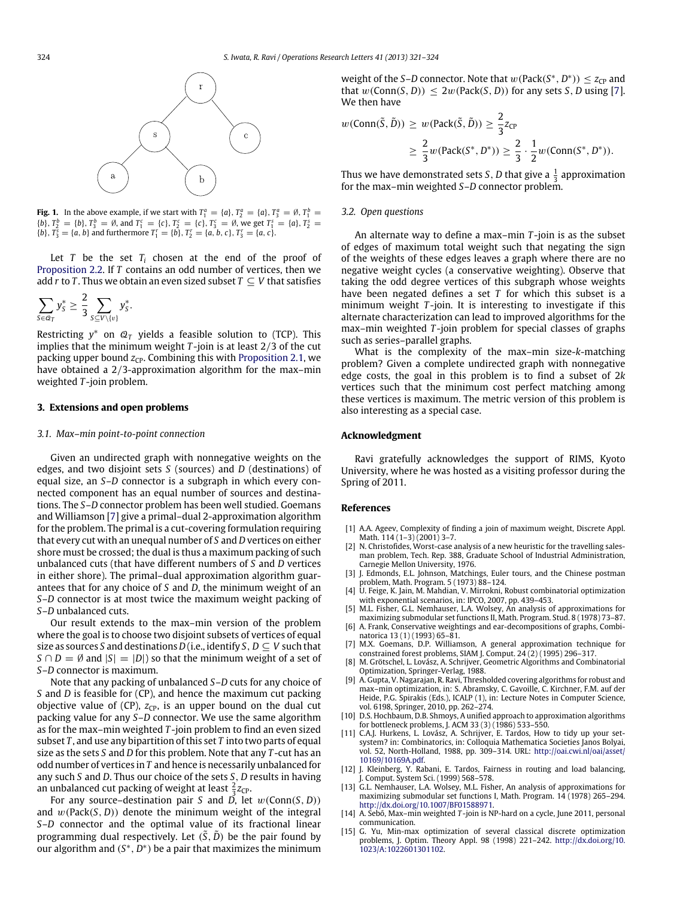r

s

c

a

b

**Fig. 1.** In the above example, if we start with $T_1^a = \{a\}, T_2^a = \{a\}, T_3^a = \emptyset, T_1^b = \{b\}, T_2^b = \{b\}, T_3^b = \emptyset$, and $T_1^c = \{c\}, T_2^c = \{c\}, T_3^c = \emptyset$, we get $T_1^s = \{a\}, T_2^s = \{b\}, T_3^s = \{a, b\}$ and furthermore $T_1^r = \{b\}, T_2^r = \{a, b, c\}, T_3^r = \{a, c\}$.

Let $T$ be the set $T_i$ chosen at the end of the proof of Proposition 2.2. If $T$ contains an odd number of vertices, then we add $r$ to $T$. Thus we obtain an even sized subset $T \subseteq V$ that satisfies

$$\sum_{S \in \mathcal{Q}_T} y_S^* \geq \frac{2}{3} \sum_{S \subseteq V \setminus \{v\}} y_S^*.$$

Restricting $y^*$ on $\mathcal{Q}_T$ yields a feasible solution to (TCP). This implies that the minimum weight $T$-join is at least 2/3 of the cut packing upper bound $z_{\text{CP}}$. Combining this with Proposition 2.1, we have obtained a 2/3-approximation algorithm for the max–min weighted $T$-join problem.

## 3. Extensions and open problems

### 3.1. Max–min point-to-point connection

Given an undirected graph with nonnegative weights on the edges, and two disjoint sets $S$ (sources) and $D$ (destinations) of equal size, an $S$–$D$ connector is a subgraph in which every connected component has an equal number of sources and destinations. The $S$–$D$ connector problem has been well studied. Goemans and Williamson [7] give a primal–dual 2-approximation algorithm for the problem. The primal is a cut-covering formulation requiring that every cut with an unequal number of $S$ and $D$ vertices on either shore must be crossed; the dual is thus a maximum packing of such unbalanced cuts (that have different numbers of $S$ and $D$ vertices in either shore). The primal–dual approximation algorithm guarantees that for any choice of $S$ and $D$, the minimum weight of an $S$–$D$ connector is at most twice the maximum weight packing of $S$–$D$ unbalanced cuts.

Our result extends to the max–min version of the problem where the goal is to choose two disjoint subsets of vertices of equal size as sources $S$ and destinations $D$ (i.e., identify $S, D \subseteq V$ such that $S \cap D = \emptyset$ and $|S| = |D|$) so that the minimum weight of a set of $S$–$D$ connector is maximum.

Note that any packing of unbalanced $S$–$D$ cuts for any choice of $S$ and $D$ is feasible for (CP), and hence the maximum cut packing objective value of (CP), $z_{\text{CP}}$, is an upper bound on the dual cut packing value for any $S$–$D$ connector. We use the same algorithm as for the max–min weighted $T$-join problem to find an even sized subset $T$, and use any bipartition of this set $T$ into two parts of equal size as the sets $S$ and $D$ for this problem. Note that any $T$-cut has an odd number of vertices in $T$ and hence is necessarily unbalanced for any such $S$ and $D$. Thus our choice of the sets $S$, $D$ results in having an unbalanced cut packing of weight at least $\frac{2}{3} z_{\text{CP}}$.

For any source–destination pair $S$ and $D$, let $w(\text{Conn}(S, D))$ and $w(\text{Pack}(S, D))$ denote the minimum weight of the integral $S$–$D$ connector and the optimal value of its fractional linear programming dual respectively. Let $(\tilde{S}, \tilde{D})$ be the pair found by our algorithm and $(S^*, D^*)$ be a pair that maximizes the minimum weight of the $S$–$D$ connector. Note that $w(\text{Pack}(S^*, D^*)) \leq z_{\text{CP}}$ and that $w(\text{Conn}(S, D)) \leq 2w(\text{Pack}(S, D))$ for any sets $S$, $D$ using [7]. We then have

$$w(\text{Conn}(\tilde{S}, \tilde{D})) \geq w(\text{Pack}(\tilde{S}, \tilde{D})) \geq \frac{2}{3} z_{\text{CP}}$$
$$\geq \frac{2}{3} w(\text{Pack}(S^*, D^*)) \geq \frac{2}{3} \cdot \frac{1}{2} w(\text{Conn}(S^*, D^*)).$$

Thus we have demonstrated sets $S$, $D$ that give a $\frac{1}{3}$ approximation for the max–min weighted $S$–$D$ connector problem.

### 3.2. Open questions

An alternate way to define a max–min $T$-join is as the subset of edges of maximum total weight such that negating the sign of the weights of these edges leaves a graph where there are no negative weight cycles (a conservative weighting). Observe that taking the odd degree vertices of this subgraph whose weights have been negated defines a set $T$ for which this subset is a minimum weight $T$-join. It is interesting to investigate if this alternate characterization can lead to improved algorithms for the max–min weighted $T$-join problem for special classes of graphs such as series–parallel graphs.

What is the complexity of the max–min size-$k$-matching problem? Given a complete undirected graph with nonnegative edge costs, the goal in this problem is to find a subset of $2k$ vertices such that the minimum cost perfect matching among these vertices is maximum. The metric version of this problem is also interesting as a special case.

## Acknowledgment

Ravi gratefully acknowledges the support of RIMS, Kyoto University, where he was hosted as a visiting professor during the Spring of 2011.

## References

[1] A.A. Ageev, Complexity of finding a join of maximum weight, Discrete Appl. Math. 114 (1–3) (2001) 3–7.

[2] N. Christofides, Worst-case analysis of a new heuristic for the travelling salesman problem, Tech. Rep. 388, Graduate School of Industrial Administration, Carnegie Mellon University, 1976.

[3] J. Edmonds, E.L. Johnson, Matchings, Euler tours, and the Chinese postman problem, Math. Program. 5 (1973) 88–124.

[4] U. Feige, K. Jain, M. Mahdian, V. Mirrokni, Robust combinatorial optimization with exponential scenarios, in: IPCO, 2007, pp. 439–453.

[5] M.L. Fisher, G.L. Nemhauser, L.A. Wolsey, An analysis of approximations for maximizing submodular set functions II, Math. Program. Stud. 8 (1978) 73–87.

[6] A. Frank, Conservative weightings and ear-decompositions of graphs, Combinatorica 13 (1) (1993) 65–81.

[7] M.X. Goemans, D.P. Williamson, A general approximation technique for constrained forest problems, SIAM J. Comput. 24 (2) (1995) 296–317.

[8] M. Grötschel, L. Lovász, A. Schrijver, Geometric Algorithms and Combinatorial Optimization, Springer-Verlag, 1988.

[9] A. Gupta, V. Nagarajan, R. Ravi, Thresholded covering algorithms for robust and max–min optimization, in: S. Abramsky, C. Gavoille, C. Kirchner, F.M. auf der Heide, P.G. Spirakis (Eds.), ICALP (1), in: Lecture Notes in Computer Science, vol. 6198, Springer, 2010, pp. 262–274.

[10] D.S. Hochbaum, D.B. Shmoys, A unified approach to approximation algorithms for bottleneck problems, J. ACM 33 (3) (1986) 533–550.

[11] C.A.J. Hurkens, L. Lovász, A. Schrijver, E. Tardos, How to tidy up your setsystem? in: Combinatorics, in: Colloquia Mathematica Societies Janos Bolyai, vol. 52, North-Holland, 1988, pp. 309–314. URL: http://oai.cwi.nl/oai/asset/10169/10169A.pdf.

[12] J. Kleinberg, Y. Rabani, E. Tardos, Fairness in routing and load balancing, J. Comput. System Sci. (1999) 568–578.

[13] G.L. Nemhauser, L.A. Wolsey, M.L. Fisher, An analysis of approximations for maximizing submodular set functions I, Math. Program. 14 (1978) 265–294. http://dx.doi.org/10.1007/BF01588971.

[14] A. Sebő, Max–min weighted $T$-join is NP-hard on a cycle, June 2011, personal communication.

[15] G. Yu, Min-max optimization of several classical discrete optimization problems, J. Optim. Theory Appl. 98 (1998) 221–242. http://dx.doi.org/10.1023/A:1022601301102.